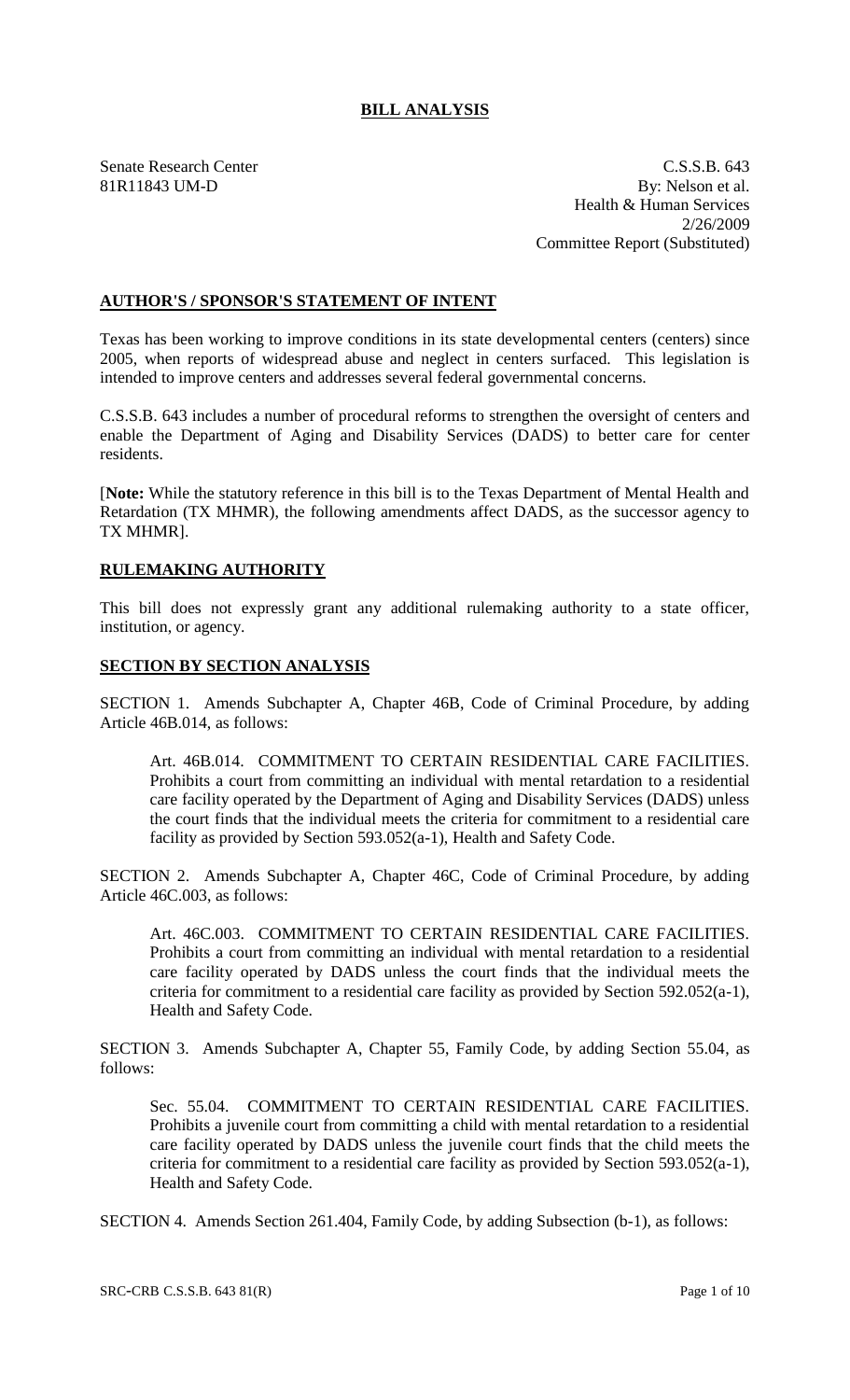# BILL ANALYSIS

Senate Research Center
81R11843 UM-D

C.S.S.B. 643
By: Nelson et al.
Health & Human Services
2/26/2009
Committee Report (Substituted)

## AUTHOR'S / SPONSOR'S STATEMENT OF INTENT

Texas has been working to improve conditions in its state developmental centers (centers) since 2005, when reports of widespread abuse and neglect in centers surfaced. This legislation is intended to improve centers and addresses several federal governmental concerns.

C.S.S.B. 643 includes a number of procedural reforms to strengthen the oversight of centers and enable the Department of Aging and Disability Services (DADS) to better care for center residents.

[**Note:** While the statutory reference in this bill is to the Texas Department of Mental Health and Retardation (TX MHMR), the following amendments affect DADS, as the successor agency to TX MHMR].

## RULEMAKING AUTHORITY

This bill does not expressly grant any additional rulemaking authority to a state officer, institution, or agency.

## SECTION BY SECTION ANALYSIS

SECTION 1. Amends Subchapter A, Chapter 46B, Code of Criminal Procedure, by adding Article 46B.014, as follows:

Art. 46B.014. COMMITMENT TO CERTAIN RESIDENTIAL CARE FACILITIES. Prohibits a court from committing an individual with mental retardation to a residential care facility operated by the Department of Aging and Disability Services (DADS) unless the court finds that the individual meets the criteria for commitment to a residential care facility as provided by Section 593.052(a-1), Health and Safety Code.

SECTION 2. Amends Subchapter A, Chapter 46C, Code of Criminal Procedure, by adding Article 46C.003, as follows:

Art. 46C.003. COMMITMENT TO CERTAIN RESIDENTIAL CARE FACILITIES. Prohibits a court from committing an individual with mental retardation to a residential care facility operated by DADS unless the court finds that the individual meets the criteria for commitment to a residential care facility as provided by Section 592.052(a-1), Health and Safety Code.

SECTION 3. Amends Subchapter A, Chapter 55, Family Code, by adding Section 55.04, as follows:

Sec. 55.04. COMMITMENT TO CERTAIN RESIDENTIAL CARE FACILITIES. Prohibits a juvenile court from committing a child with mental retardation to a residential care facility operated by DADS unless the juvenile court finds that the child meets the criteria for commitment to a residential care facility as provided by Section 593.052(a-1), Health and Safety Code.

SECTION 4. Amends Section 261.404, Family Code, by adding Subsection (b-1), as follows: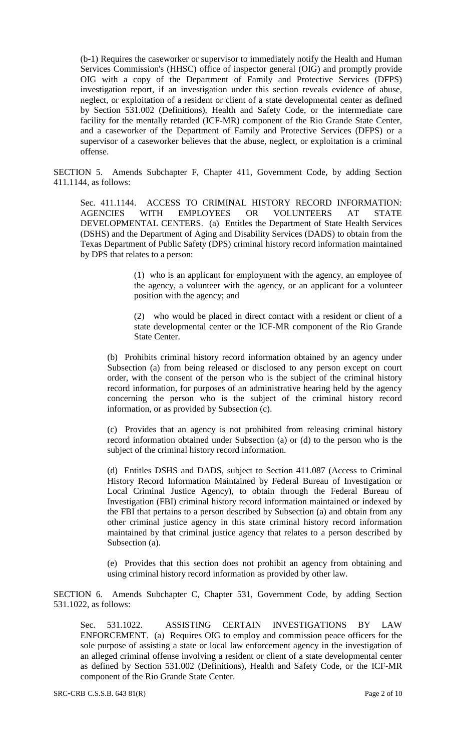(b-1) Requires the caseworker or supervisor to immediately notify the Health and Human Services Commission's (HHSC) office of inspector general (OIG) and promptly provide OIG with a copy of the Department of Family and Protective Services (DFPS) investigation report, if an investigation under this section reveals evidence of abuse, neglect, or exploitation of a resident or client of a state developmental center as defined by Section 531.002 (Definitions), Health and Safety Code, or the intermediate care facility for the mentally retarded (ICF-MR) component of the Rio Grande State Center, and a caseworker of the Department of Family and Protective Services (DFPS) or a supervisor of a caseworker believes that the abuse, neglect, or exploitation is a criminal offense.

SECTION 5. Amends Subchapter F, Chapter 411, Government Code, by adding Section 411.1144, as follows:

Sec. 411.1144. ACCESS TO CRIMINAL HISTORY RECORD INFORMATION: AGENCIES WITH EMPLOYEES OR VOLUNTEERS AT STATE DEVELOPMENTAL CENTERS. (a) Entitles the Department of State Health Services (DSHS) and the Department of Aging and Disability Services (DADS) to obtain from the Texas Department of Public Safety (DPS) criminal history record information maintained by DPS that relates to a person:

(1) who is an applicant for employment with the agency, an employee of the agency, a volunteer with the agency, or an applicant for a volunteer position with the agency; and

(2) who would be placed in direct contact with a resident or client of a state developmental center or the ICF-MR component of the Rio Grande State Center.

(b) Prohibits criminal history record information obtained by an agency under Subsection (a) from being released or disclosed to any person except on court order, with the consent of the person who is the subject of the criminal history record information, for purposes of an administrative hearing held by the agency concerning the person who is the subject of the criminal history record information, or as provided by Subsection (c).

(c) Provides that an agency is not prohibited from releasing criminal history record information obtained under Subsection (a) or (d) to the person who is the subject of the criminal history record information.

(d) Entitles DSHS and DADS, subject to Section 411.087 (Access to Criminal History Record Information Maintained by Federal Bureau of Investigation or Local Criminal Justice Agency), to obtain through the Federal Bureau of Investigation (FBI) criminal history record information maintained or indexed by the FBI that pertains to a person described by Subsection (a) and obtain from any other criminal justice agency in this state criminal history record information maintained by that criminal justice agency that relates to a person described by Subsection (a).

(e) Provides that this section does not prohibit an agency from obtaining and using criminal history record information as provided by other law.

SECTION 6. Amends Subchapter C, Chapter 531, Government Code, by adding Section 531.1022, as follows:

Sec. 531.1022. ASSISTING CERTAIN INVESTIGATIONS BY LAW ENFORCEMENT. (a) Requires OIG to employ and commission peace officers for the sole purpose of assisting a state or local law enforcement agency in the investigation of an alleged criminal offense involving a resident or client of a state developmental center as defined by Section 531.002 (Definitions), Health and Safety Code, or the ICF-MR component of the Rio Grande State Center.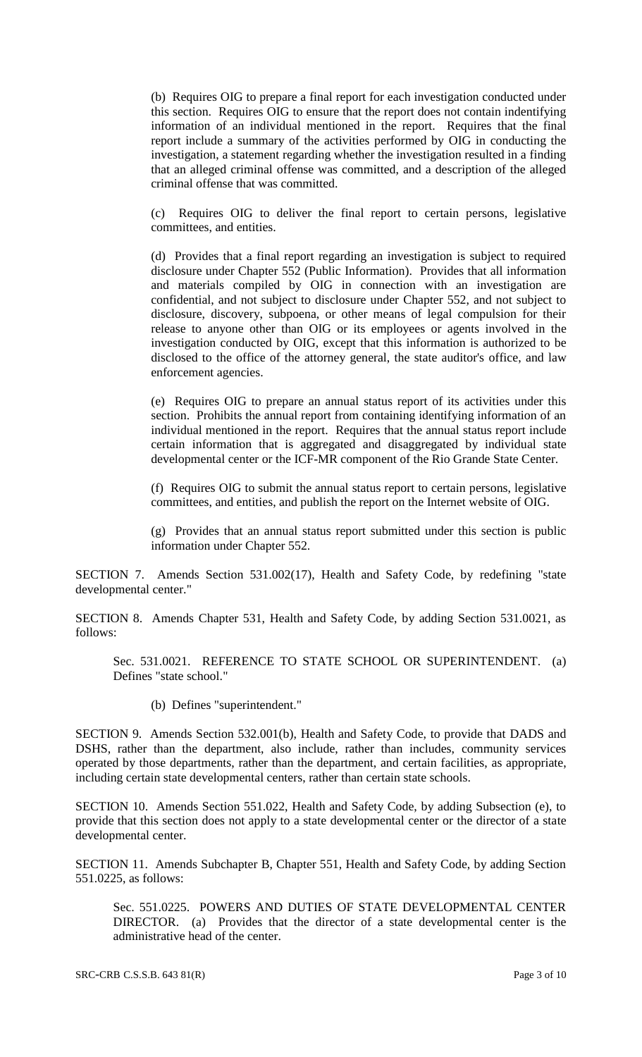(b) Requires OIG to prepare a final report for each investigation conducted under this section. Requires OIG to ensure that the report does not contain indentifying information of an individual mentioned in the report. Requires that the final report include a summary of the activities performed by OIG in conducting the investigation, a statement regarding whether the investigation resulted in a finding that an alleged criminal offense was committed, and a description of the alleged criminal offense that was committed.

(c) Requires OIG to deliver the final report to certain persons, legislative committees, and entities.

(d) Provides that a final report regarding an investigation is subject to required disclosure under Chapter 552 (Public Information). Provides that all information and materials compiled by OIG in connection with an investigation are confidential, and not subject to disclosure under Chapter 552, and not subject to disclosure, discovery, subpoena, or other means of legal compulsion for their release to anyone other than OIG or its employees or agents involved in the investigation conducted by OIG, except that this information is authorized to be disclosed to the office of the attorney general, the state auditor's office, and law enforcement agencies.

(e) Requires OIG to prepare an annual status report of its activities under this section. Prohibits the annual report from containing identifying information of an individual mentioned in the report. Requires that the annual status report include certain information that is aggregated and disaggregated by individual state developmental center or the ICF-MR component of the Rio Grande State Center.

(f) Requires OIG to submit the annual status report to certain persons, legislative committees, and entities, and publish the report on the Internet website of OIG.

(g) Provides that an annual status report submitted under this section is public information under Chapter 552.

SECTION 7. Amends Section 531.002(17), Health and Safety Code, by redefining "state developmental center."

SECTION 8. Amends Chapter 531, Health and Safety Code, by adding Section 531.0021, as follows:

Sec. 531.0021. REFERENCE TO STATE SCHOOL OR SUPERINTENDENT. (a) Defines "state school."

(b) Defines "superintendent."

SECTION 9. Amends Section 532.001(b), Health and Safety Code, to provide that DADS and DSHS, rather than the department, also include, rather than includes, community services operated by those departments, rather than the department, and certain facilities, as appropriate, including certain state developmental centers, rather than certain state schools.

SECTION 10. Amends Section 551.022, Health and Safety Code, by adding Subsection (e), to provide that this section does not apply to a state developmental center or the director of a state developmental center.

SECTION 11. Amends Subchapter B, Chapter 551, Health and Safety Code, by adding Section 551.0225, as follows:

Sec. 551.0225. POWERS AND DUTIES OF STATE DEVELOPMENTAL CENTER DIRECTOR. (a) Provides that the director of a state developmental center is the administrative head of the center.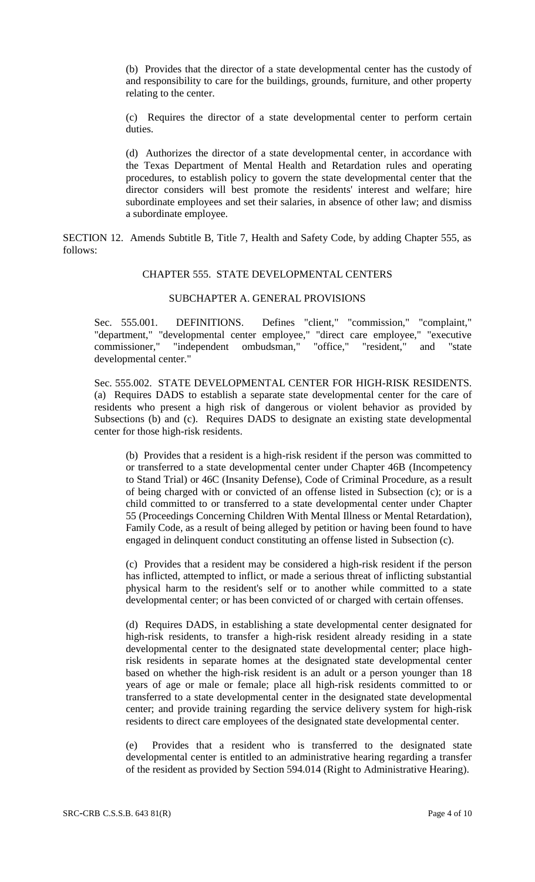(b) Provides that the director of a state developmental center has the custody of and responsibility to care for the buildings, grounds, furniture, and other property relating to the center.

(c) Requires the director of a state developmental center to perform certain duties.

(d) Authorizes the director of a state developmental center, in accordance with the Texas Department of Mental Health and Retardation rules and operating procedures, to establish policy to govern the state developmental center that the director considers will best promote the residents' interest and welfare; hire subordinate employees and set their salaries, in absence of other law; and dismiss a subordinate employee.

SECTION 12. Amends Subtitle B, Title 7, Health and Safety Code, by adding Chapter 555, as follows:

CHAPTER 555. STATE DEVELOPMENTAL CENTERS

SUBCHAPTER A. GENERAL PROVISIONS

Sec. 555.001. DEFINITIONS. Defines "client," "commission," "complaint," "department," "developmental center employee," "direct care employee," "executive commissioner," "independent ombudsman," "office," "resident," and "state developmental center."

Sec. 555.002. STATE DEVELOPMENTAL CENTER FOR HIGH-RISK RESIDENTS. (a) Requires DADS to establish a separate state developmental center for the care of residents who present a high risk of dangerous or violent behavior as provided by Subsections (b) and (c). Requires DADS to designate an existing state developmental center for those high-risk residents.

(b) Provides that a resident is a high-risk resident if the person was committed to or transferred to a state developmental center under Chapter 46B (Incompetency to Stand Trial) or 46C (Insanity Defense), Code of Criminal Procedure, as a result of being charged with or convicted of an offense listed in Subsection (c); or is a child committed to or transferred to a state developmental center under Chapter 55 (Proceedings Concerning Children With Mental Illness or Mental Retardation), Family Code, as a result of being alleged by petition or having been found to have engaged in delinquent conduct constituting an offense listed in Subsection (c).

(c) Provides that a resident may be considered a high-risk resident if the person has inflicted, attempted to inflict, or made a serious threat of inflicting substantial physical harm to the resident's self or to another while committed to a state developmental center; or has been convicted of or charged with certain offenses.

(d) Requires DADS, in establishing a state developmental center designated for high-risk residents, to transfer a high-risk resident already residing in a state developmental center to the designated state developmental center; place high-risk residents in separate homes at the designated state developmental center based on whether the high-risk resident is an adult or a person younger than 18 years of age or male or female; place all high-risk residents committed to or transferred to a state developmental center in the designated state developmental center; and provide training regarding the service delivery system for high-risk residents to direct care employees of the designated state developmental center.

(e) Provides that a resident who is transferred to the designated state developmental center is entitled to an administrative hearing regarding a transfer of the resident as provided by Section 594.014 (Right to Administrative Hearing).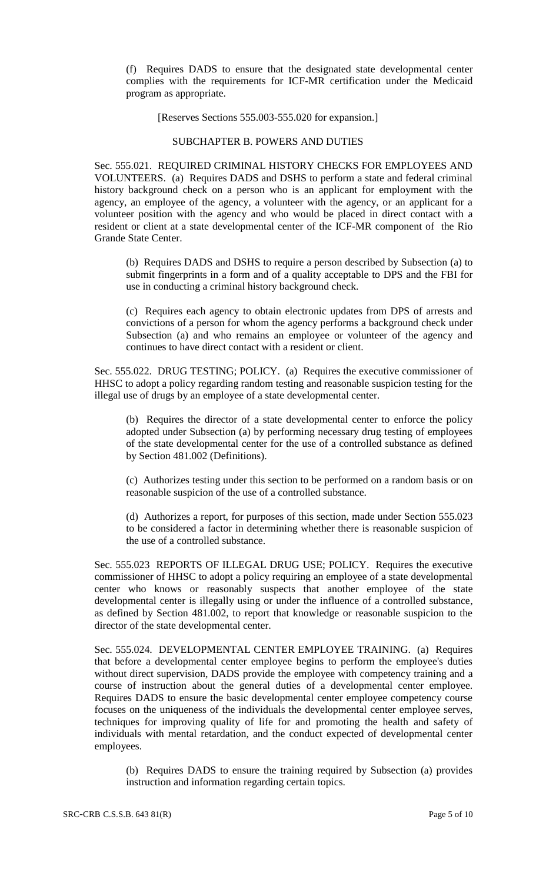(f) Requires DADS to ensure that the designated state developmental center complies with the requirements for ICF-MR certification under the Medicaid program as appropriate.

[Reserves Sections 555.003-555.020 for expansion.]

SUBCHAPTER B. POWERS AND DUTIES

Sec. 555.021. REQUIRED CRIMINAL HISTORY CHECKS FOR EMPLOYEES AND VOLUNTEERS. (a) Requires DADS and DSHS to perform a state and federal criminal history background check on a person who is an applicant for employment with the agency, an employee of the agency, a volunteer with the agency, or an applicant for a volunteer position with the agency and who would be placed in direct contact with a resident or client at a state developmental center of the ICF-MR component of the Rio Grande State Center.

(b) Requires DADS and DSHS to require a person described by Subsection (a) to submit fingerprints in a form and of a quality acceptable to DPS and the FBI for use in conducting a criminal history background check.

(c) Requires each agency to obtain electronic updates from DPS of arrests and convictions of a person for whom the agency performs a background check under Subsection (a) and who remains an employee or volunteer of the agency and continues to have direct contact with a resident or client.

Sec. 555.022. DRUG TESTING; POLICY. (a) Requires the executive commissioner of HHSC to adopt a policy regarding random testing and reasonable suspicion testing for the illegal use of drugs by an employee of a state developmental center.

(b) Requires the director of a state developmental center to enforce the policy adopted under Subsection (a) by performing necessary drug testing of employees of the state developmental center for the use of a controlled substance as defined by Section 481.002 (Definitions).

(c) Authorizes testing under this section to be performed on a random basis or on reasonable suspicion of the use of a controlled substance.

(d) Authorizes a report, for purposes of this section, made under Section 555.023 to be considered a factor in determining whether there is reasonable suspicion of the use of a controlled substance.

Sec. 555.023 REPORTS OF ILLEGAL DRUG USE; POLICY. Requires the executive commissioner of HHSC to adopt a policy requiring an employee of a state developmental center who knows or reasonably suspects that another employee of the state developmental center is illegally using or under the influence of a controlled substance, as defined by Section 481.002, to report that knowledge or reasonable suspicion to the director of the state developmental center.

Sec. 555.024. DEVELOPMENTAL CENTER EMPLOYEE TRAINING. (a) Requires that before a developmental center employee begins to perform the employee's duties without direct supervision, DADS provide the employee with competency training and a course of instruction about the general duties of a developmental center employee. Requires DADS to ensure the basic developmental center employee competency course focuses on the uniqueness of the individuals the developmental center employee serves, techniques for improving quality of life for and promoting the health and safety of individuals with mental retardation, and the conduct expected of developmental center employees.

(b) Requires DADS to ensure the training required by Subsection (a) provides instruction and information regarding certain topics.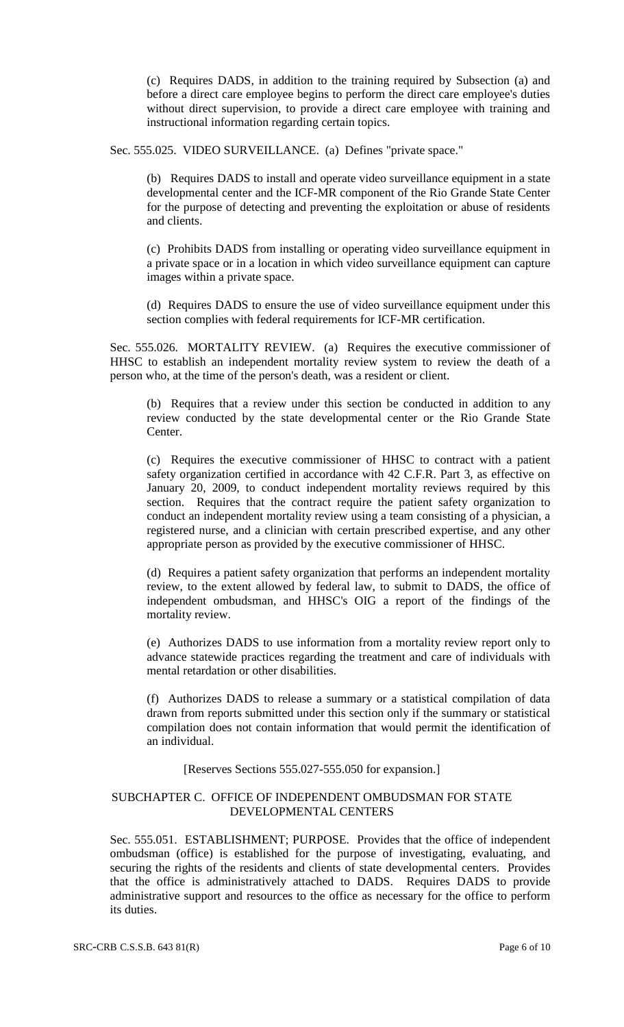(c) Requires DADS, in addition to the training required by Subsection (a) and before a direct care employee begins to perform the direct care employee's duties without direct supervision, to provide a direct care employee with training and instructional information regarding certain topics.

Sec. 555.025. VIDEO SURVEILLANCE. (a) Defines "private space."

(b) Requires DADS to install and operate video surveillance equipment in a state developmental center and the ICF-MR component of the Rio Grande State Center for the purpose of detecting and preventing the exploitation or abuse of residents and clients.

(c) Prohibits DADS from installing or operating video surveillance equipment in a private space or in a location in which video surveillance equipment can capture images within a private space.

(d) Requires DADS to ensure the use of video surveillance equipment under this section complies with federal requirements for ICF-MR certification.

Sec. 555.026. MORTALITY REVIEW. (a) Requires the executive commissioner of HHSC to establish an independent mortality review system to review the death of a person who, at the time of the person's death, was a resident or client.

(b) Requires that a review under this section be conducted in addition to any review conducted by the state developmental center or the Rio Grande State Center.

(c) Requires the executive commissioner of HHSC to contract with a patient safety organization certified in accordance with 42 C.F.R. Part 3, as effective on January 20, 2009, to conduct independent mortality reviews required by this section. Requires that the contract require the patient safety organization to conduct an independent mortality review using a team consisting of a physician, a registered nurse, and a clinician with certain prescribed expertise, and any other appropriate person as provided by the executive commissioner of HHSC.

(d) Requires a patient safety organization that performs an independent mortality review, to the extent allowed by federal law, to submit to DADS, the office of independent ombudsman, and HHSC's OIG a report of the findings of the mortality review.

(e) Authorizes DADS to use information from a mortality review report only to advance statewide practices regarding the treatment and care of individuals with mental retardation or other disabilities.

(f) Authorizes DADS to release a summary or a statistical compilation of data drawn from reports submitted under this section only if the summary or statistical compilation does not contain information that would permit the identification of an individual.

[Reserves Sections 555.027-555.050 for expansion.]

## SUBCHAPTER C. OFFICE OF INDEPENDENT OMBUDSMAN FOR STATE DEVELOPMENTAL CENTERS

Sec. 555.051. ESTABLISHMENT; PURPOSE. Provides that the office of independent ombudsman (office) is established for the purpose of investigating, evaluating, and securing the rights of the residents and clients of state developmental centers. Provides that the office is administratively attached to DADS. Requires DADS to provide administrative support and resources to the office as necessary for the office to perform its duties.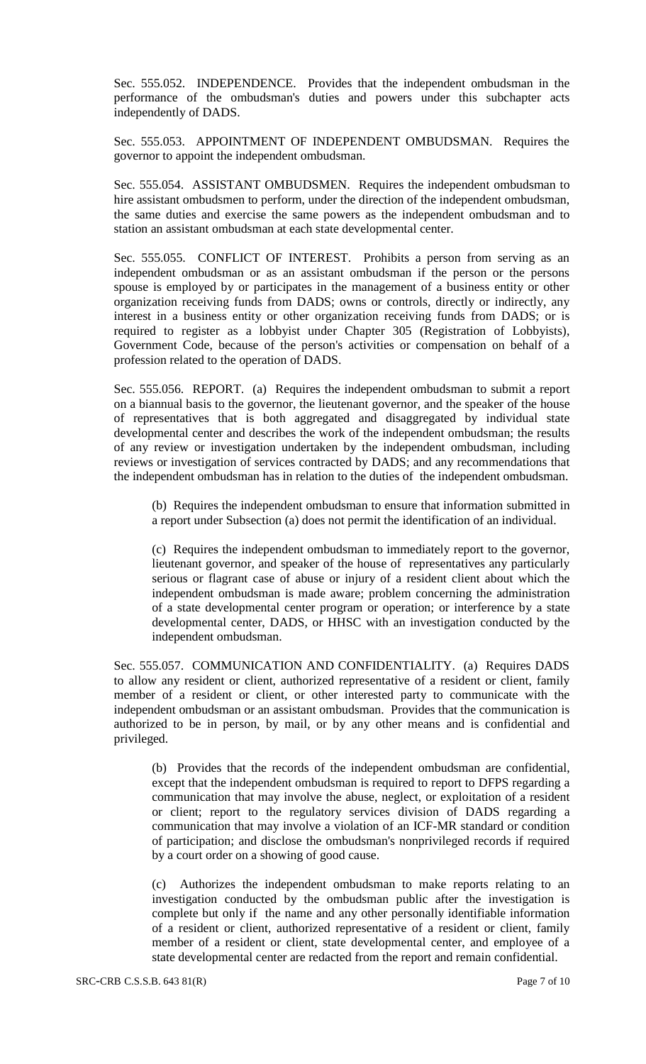Sec. 555.052. INDEPENDENCE. Provides that the independent ombudsman in the performance of the ombudsman's duties and powers under this subchapter acts independently of DADS.

Sec. 555.053. APPOINTMENT OF INDEPENDENT OMBUDSMAN. Requires the governor to appoint the independent ombudsman.

Sec. 555.054. ASSISTANT OMBUDSMEN. Requires the independent ombudsman to hire assistant ombudsmen to perform, under the direction of the independent ombudsman, the same duties and exercise the same powers as the independent ombudsman and to station an assistant ombudsman at each state developmental center.

Sec. 555.055. CONFLICT OF INTEREST. Prohibits a person from serving as an independent ombudsman or as an assistant ombudsman if the person or the persons spouse is employed by or participates in the management of a business entity or other organization receiving funds from DADS; owns or controls, directly or indirectly, any interest in a business entity or other organization receiving funds from DADS; or is required to register as a lobbyist under Chapter 305 (Registration of Lobbyists), Government Code, because of the person's activities or compensation on behalf of a profession related to the operation of DADS.

Sec. 555.056. REPORT. (a) Requires the independent ombudsman to submit a report on a biannual basis to the governor, the lieutenant governor, and the speaker of the house of representatives that is both aggregated and disaggregated by individual state developmental center and describes the work of the independent ombudsman; the results of any review or investigation undertaken by the independent ombudsman, including reviews or investigation of services contracted by DADS; and any recommendations that the independent ombudsman has in relation to the duties of the independent ombudsman.

(b) Requires the independent ombudsman to ensure that information submitted in a report under Subsection (a) does not permit the identification of an individual.

(c) Requires the independent ombudsman to immediately report to the governor, lieutenant governor, and speaker of the house of representatives any particularly serious or flagrant case of abuse or injury of a resident client about which the independent ombudsman is made aware; problem concerning the administration of a state developmental center program or operation; or interference by a state developmental center, DADS, or HHSC with an investigation conducted by the independent ombudsman.

Sec. 555.057. COMMUNICATION AND CONFIDENTIALITY. (a) Requires DADS to allow any resident or client, authorized representative of a resident or client, family member of a resident or client, or other interested party to communicate with the independent ombudsman or an assistant ombudsman. Provides that the communication is authorized to be in person, by mail, or by any other means and is confidential and privileged.

(b) Provides that the records of the independent ombudsman are confidential, except that the independent ombudsman is required to report to DFPS regarding a communication that may involve the abuse, neglect, or exploitation of a resident or client; report to the regulatory services division of DADS regarding a communication that may involve a violation of an ICF-MR standard or condition of participation; and disclose the ombudsman's nonprivileged records if required by a court order on a showing of good cause.

(c) Authorizes the independent ombudsman to make reports relating to an investigation conducted by the ombudsman public after the investigation is complete but only if the name and any other personally identifiable information of a resident or client, authorized representative of a resident or client, family member of a resident or client, state developmental center, and employee of a state developmental center are redacted from the report and remain confidential.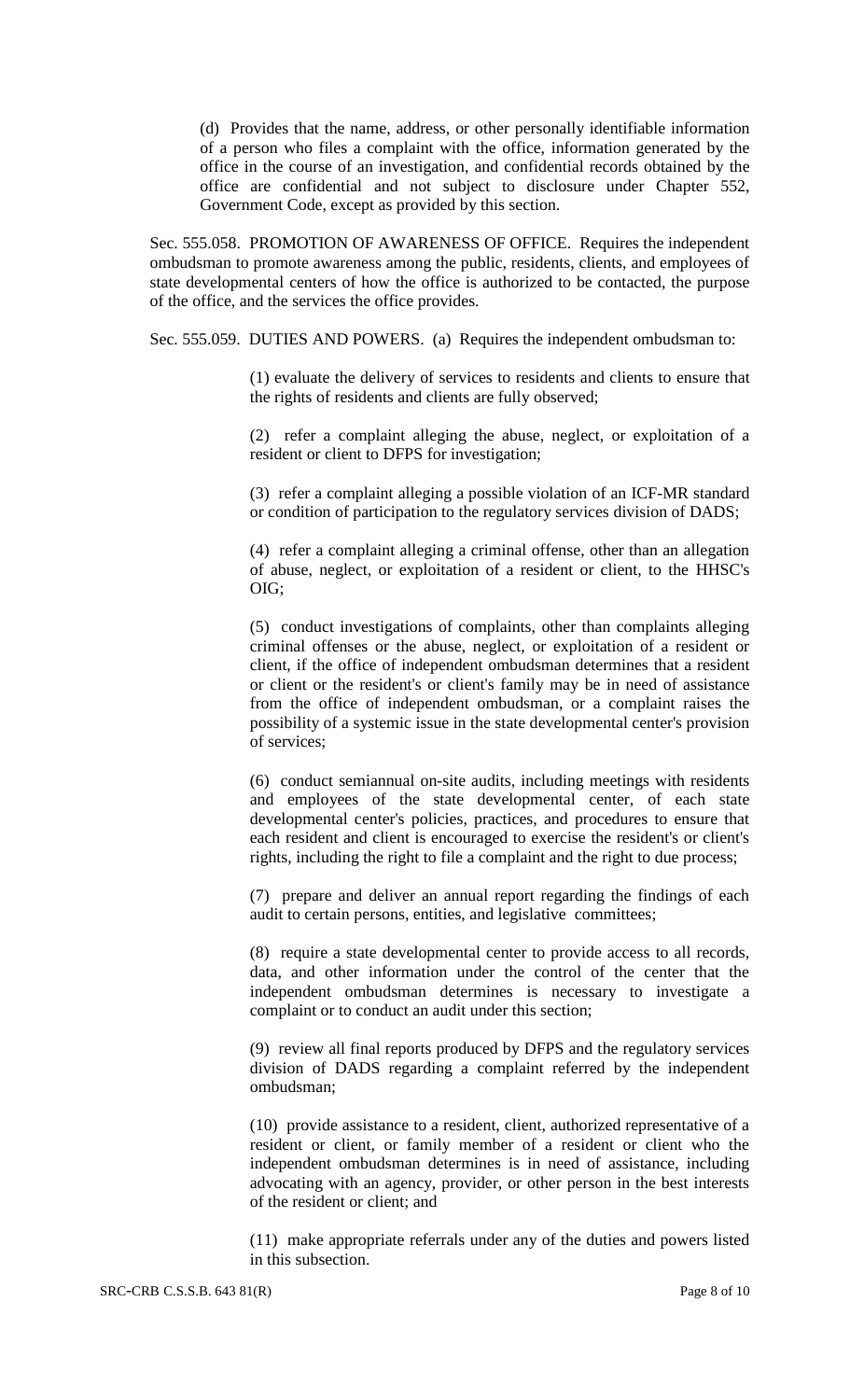(d) Provides that the name, address, or other personally identifiable information of a person who files a complaint with the office, information generated by the office in the course of an investigation, and confidential records obtained by the office are confidential and not subject to disclosure under Chapter 552, Government Code, except as provided by this section.

Sec. 555.058. PROMOTION OF AWARENESS OF OFFICE. Requires the independent ombudsman to promote awareness among the public, residents, clients, and employees of state developmental centers of how the office is authorized to be contacted, the purpose of the office, and the services the office provides.

Sec. 555.059. DUTIES AND POWERS. (a) Requires the independent ombudsman to:

(1) evaluate the delivery of services to residents and clients to ensure that the rights of residents and clients are fully observed;

(2) refer a complaint alleging the abuse, neglect, or exploitation of a resident or client to DFPS for investigation;

(3) refer a complaint alleging a possible violation of an ICF-MR standard or condition of participation to the regulatory services division of DADS;

(4) refer a complaint alleging a criminal offense, other than an allegation of abuse, neglect, or exploitation of a resident or client, to the HHSC's OIG;

(5) conduct investigations of complaints, other than complaints alleging criminal offenses or the abuse, neglect, or exploitation of a resident or client, if the office of independent ombudsman determines that a resident or client or the resident's or client's family may be in need of assistance from the office of independent ombudsman, or a complaint raises the possibility of a systemic issue in the state developmental center's provision of services;

(6) conduct semiannual on-site audits, including meetings with residents and employees of the state developmental center, of each state developmental center's policies, practices, and procedures to ensure that each resident and client is encouraged to exercise the resident's or client's rights, including the right to file a complaint and the right to due process;

(7) prepare and deliver an annual report regarding the findings of each audit to certain persons, entities, and legislative committees;

(8) require a state developmental center to provide access to all records, data, and other information under the control of the center that the independent ombudsman determines is necessary to investigate a complaint or to conduct an audit under this section;

(9) review all final reports produced by DFPS and the regulatory services division of DADS regarding a complaint referred by the independent ombudsman;

(10) provide assistance to a resident, client, authorized representative of a resident or client, or family member of a resident or client who the independent ombudsman determines is in need of assistance, including advocating with an agency, provider, or other person in the best interests of the resident or client; and

(11) make appropriate referrals under any of the duties and powers listed in this subsection.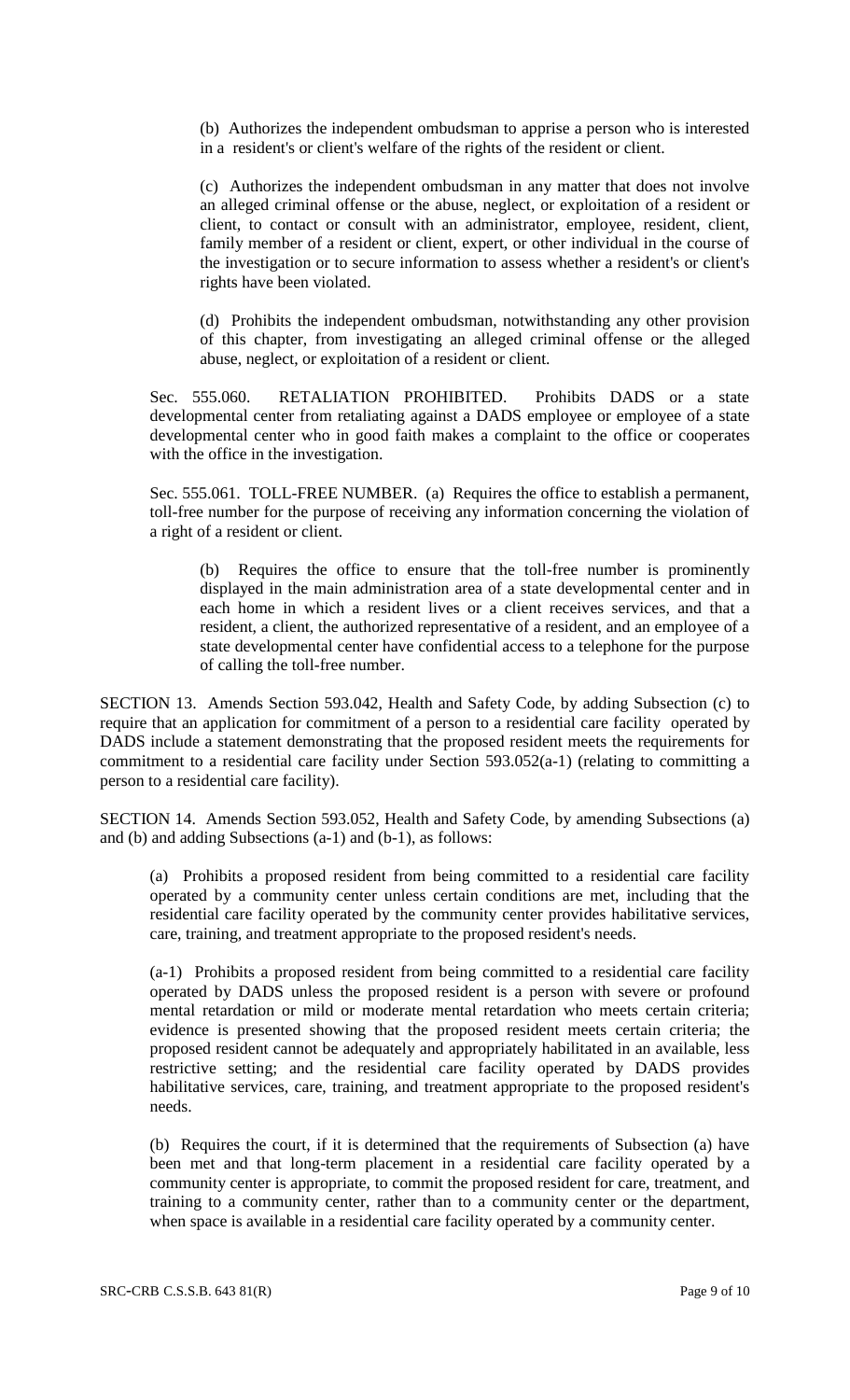(b) Authorizes the independent ombudsman to apprise a person who is interested in a resident's or client's welfare of the rights of the resident or client.

(c) Authorizes the independent ombudsman in any matter that does not involve an alleged criminal offense or the abuse, neglect, or exploitation of a resident or client, to contact or consult with an administrator, employee, resident, client, family member of a resident or client, expert, or other individual in the course of the investigation or to secure information to assess whether a resident's or client's rights have been violated.

(d) Prohibits the independent ombudsman, notwithstanding any other provision of this chapter, from investigating an alleged criminal offense or the alleged abuse, neglect, or exploitation of a resident or client.

Sec. 555.060. RETALIATION PROHIBITED. Prohibits DADS or a state developmental center from retaliating against a DADS employee or employee of a state developmental center who in good faith makes a complaint to the office or cooperates with the office in the investigation.

Sec. 555.061. TOLL-FREE NUMBER. (a) Requires the office to establish a permanent, toll-free number for the purpose of receiving any information concerning the violation of a right of a resident or client.

(b) Requires the office to ensure that the toll-free number is prominently displayed in the main administration area of a state developmental center and in each home in which a resident lives or a client receives services, and that a resident, a client, the authorized representative of a resident, and an employee of a state developmental center have confidential access to a telephone for the purpose of calling the toll-free number.

SECTION 13. Amends Section 593.042, Health and Safety Code, by adding Subsection (c) to require that an application for commitment of a person to a residential care facility operated by DADS include a statement demonstrating that the proposed resident meets the requirements for commitment to a residential care facility under Section 593.052(a-1) (relating to committing a person to a residential care facility).

SECTION 14. Amends Section 593.052, Health and Safety Code, by amending Subsections (a) and (b) and adding Subsections (a-1) and (b-1), as follows:

(a) Prohibits a proposed resident from being committed to a residential care facility operated by a community center unless certain conditions are met, including that the residential care facility operated by the community center provides habilitative services, care, training, and treatment appropriate to the proposed resident's needs.

(a-1) Prohibits a proposed resident from being committed to a residential care facility operated by DADS unless the proposed resident is a person with severe or profound mental retardation or mild or moderate mental retardation who meets certain criteria; evidence is presented showing that the proposed resident meets certain criteria; the proposed resident cannot be adequately and appropriately habilitated in an available, less restrictive setting; and the residential care facility operated by DADS provides habilitative services, care, training, and treatment appropriate to the proposed resident's needs.

(b) Requires the court, if it is determined that the requirements of Subsection (a) have been met and that long-term placement in a residential care facility operated by a community center is appropriate, to commit the proposed resident for care, treatment, and training to a community center, rather than to a community center or the department, when space is available in a residential care facility operated by a community center.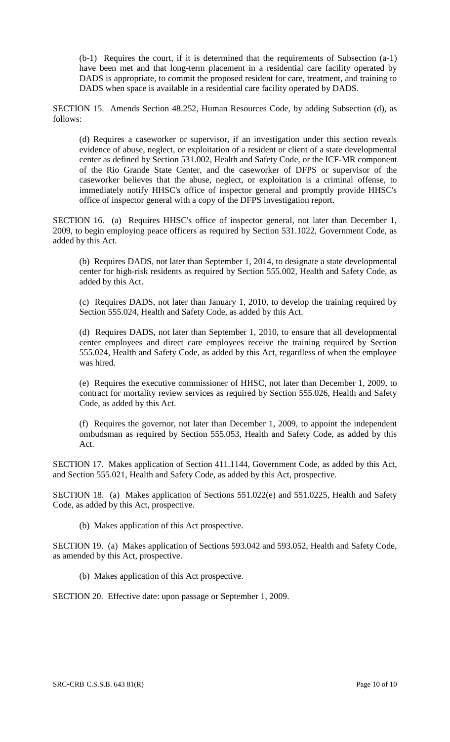(b-1) Requires the court, if it is determined that the requirements of Subsection (a-1) have been met and that long-term placement in a residential care facility operated by DADS is appropriate, to commit the proposed resident for care, treatment, and training to DADS when space is available in a residential care facility operated by DADS.

SECTION 15. Amends Section 48.252, Human Resources Code, by adding Subsection (d), as follows:

(d) Requires a caseworker or supervisor, if an investigation under this section reveals evidence of abuse, neglect, or exploitation of a resident or client of a state developmental center as defined by Section 531.002, Health and Safety Code, or the ICF-MR component of the Rio Grande State Center, and the caseworker of DFPS or supervisor of the caseworker believes that the abuse, neglect, or exploitation is a criminal offense, to immediately notify HHSC's office of inspector general and promptly provide HHSC's office of inspector general with a copy of the DFPS investigation report.

SECTION 16. (a) Requires HHSC's office of inspector general, not later than December 1, 2009, to begin employing peace officers as required by Section 531.1022, Government Code, as added by this Act.

(b) Requires DADS, not later than September 1, 2014, to designate a state developmental center for high-risk residents as required by Section 555.002, Health and Safety Code, as added by this Act.

(c) Requires DADS, not later than January 1, 2010, to develop the training required by Section 555.024, Health and Safety Code, as added by this Act.

(d) Requires DADS, not later than September 1, 2010, to ensure that all developmental center employees and direct care employees receive the training required by Section 555.024, Health and Safety Code, as added by this Act, regardless of when the employee was hired.

(e) Requires the executive commissioner of HHSC, not later than December 1, 2009, to contract for mortality review services as required by Section 555.026, Health and Safety Code, as added by this Act.

(f) Requires the governor, not later than December 1, 2009, to appoint the independent ombudsman as required by Section 555.053, Health and Safety Code, as added by this Act.

SECTION 17. Makes application of Section 411.1144, Government Code, as added by this Act, and Section 555.021, Health and Safety Code, as added by this Act, prospective.

SECTION 18. (a) Makes application of Sections 551.022(e) and 551.0225, Health and Safety Code, as added by this Act, prospective.

(b) Makes application of this Act prospective.

SECTION 19. (a) Makes application of Sections 593.042 and 593.052, Health and Safety Code, as amended by this Act, prospective.

(b) Makes application of this Act prospective.

SECTION 20. Effective date: upon passage or September 1, 2009.